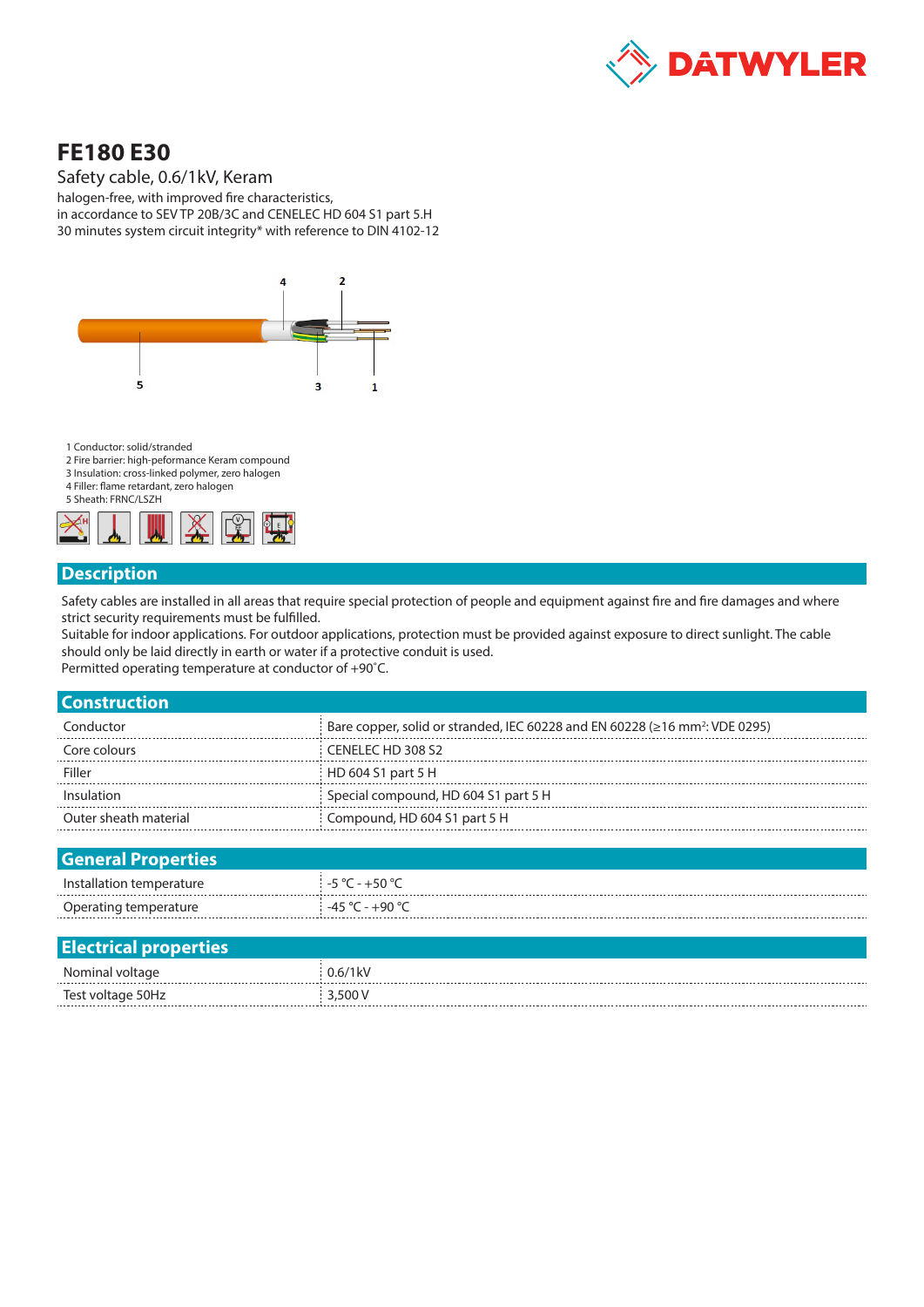# FE180 E30

Safety cable, 0.6/1kV, Keram

halogen-free, with improved fire characteristics,
in accordance to SEV TP 20B/3C and CENELEC HD 604 S1 part 5.H
30 minutes system circuit integrity* with reference to DIN 4102-12

1 Conductor: solid/stranded
2 Fire barrier: high-peformance Keram compound
3 Insulation: cross-linked polymer, zero halogen
4 Filler: flame retardant, zero halogen
5 Sheath: FRNC/LSZH

## Description

Safety cables are installed in all areas that require special protection of people and equipment against fire and fire damages and where strict security requirements must be fulfilled.
Suitable for indoor applications. For outdoor applications, protection must be provided against exposure to direct sunlight. The cable should only be laid directly in earth or water if a protective conduit is used.
Permitted operating temperature at conductor of +90˚C.

## Construction

| | |
|---|---|
| Conductor | Bare copper, solid or stranded, IEC 60228 and EN 60228 (≥16 mm²: VDE 0295) |
| Core colours | CENELEC HD 308 S2 |
| Filler | HD 604 S1 part 5 H |
| Insulation | Special compound, HD 604 S1 part 5 H |
| Outer sheath material | Compound, HD 604 S1 part 5 H |

## General Properties

| | |
|---|---|
| Installation temperature | -5 °C - +50 °C |
| Operating temperature | -45 °C - +90 °C |

## Electrical properties

| | |
|---|---|
| Nominal voltage | 0.6/1kV |
| Test voltage 50Hz | 3,500 V |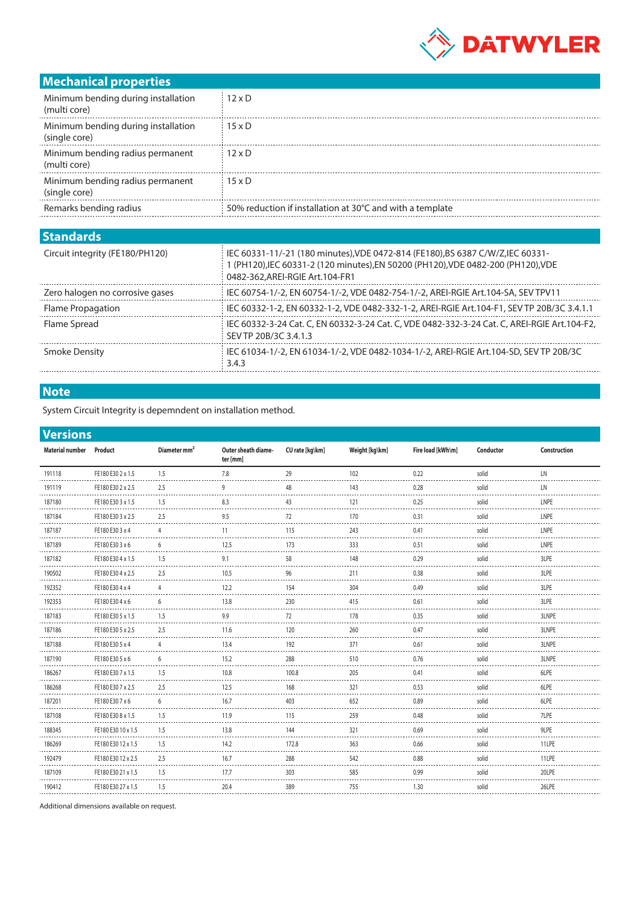## Mechanical properties

| | |
|---|---|
| Minimum bending during installation (multi core) | 12 x D |
| Minimum bending during installation (single core) | 15 x D |
| Minimum bending radius permanent (multi core) | 12 x D |
| Minimum bending radius permanent (single core) | 15 x D |
| Remarks bending radius | 50% reduction if installation at 30°C and with a template |

## Standards

| | |
|---|---|
| Circuit integrity (FE180/PH120) | IEC 60331-11/-21 (180 minutes),VDE 0472-814 (FE180),BS 6387 C/W/Z,IEC 60331-1 (PH120),IEC 60331-2 (120 minutes),EN 50200 (PH120),VDE 0482-200 (PH120),VDE 0482-362,AREI-RGIE Art.104-FR1 |
| Zero halogen no corrosive gases | IEC 60754-1/-2, EN 60754-1/-2, VDE 0482-754-1/-2, AREI-RGIE Art.104-SA, SEV TPV11 |
| Flame Propagation | IEC 60332-1-2, EN 60332-1-2, VDE 0482-332-1-2, AREI-RGIE Art.104-F1, SEV TP 20B/3C 3.4.1.1 |
| Flame Spread | IEC 60332-3-24 Cat. C, EN 60332-3-24 Cat. C, VDE 0482-332-3-24 Cat. C, AREI-RGIE Art.104-F2, SEV TP 20B/3C 3.4.1.3 |
| Smoke Density | IEC 61034-1/-2, EN 61034-1/-2, VDE 0482-1034-1/-2, AREI-RGIE Art.104-SD, SEV TP 20B/3C 3.4.3 |

## Note

System Circuit Integrity is depemndent on installation method.

## Versions

| Material number | Product | Diameter mm² | Outer sheath diameter [mm] | CU rate [kg\km] | Weight [kg\km] | Fire load [kWh\m] | Conductor | Construction |
|---|---|---|---|---|---|---|---|---|
| 191118 | FE180 E30 2 x 1.5 | 1.5 | 7.8 | 29 | 102 | 0.22 | solid | LN |
| 191119 | FE180 E30 2 x 2.5 | 2.5 | 9 | 48 | 143 | 0.28 | solid | LN |
| 187180 | FE180 E30 3 x 1.5 | 1.5 | 8.3 | 43 | 121 | 0.25 | solid | LNPE |
| 187184 | FE180 E30 3 x 2.5 | 2.5 | 9.5 | 72 | 170 | 0.31 | solid | LNPE |
| 187187 | FE180 E30 3 x 4 | 4 | 11 | 115 | 243 | 0.41 | solid | LNPE |
| 187189 | FE180 E30 3 x 6 | 6 | 12.5 | 173 | 333 | 0.51 | solid | LNPE |
| 187182 | FE180 E30 4 x 1.5 | 1.5 | 9.1 | 58 | 148 | 0.29 | solid | 3LPE |
| 190502 | FE180 E30 4 x 2.5 | 2.5 | 10.5 | 96 | 211 | 0.38 | solid | 3LPE |
| 192352 | FE180 E30 4 x 4 | 4 | 12.2 | 154 | 304 | 0.49 | solid | 3LPE |
| 192353 | FE180 E30 4 x 6 | 6 | 13.8 | 230 | 415 | 0.61 | solid | 3LPE |
| 187183 | FE180 E30 5 x 1.5 | 1.5 | 9.9 | 72 | 178 | 0.35 | solid | 3LNPE |
| 187186 | FE180 E30 5 x 2.5 | 2.5 | 11.6 | 120 | 260 | 0.47 | solid | 3LNPE |
| 187188 | FE180 E30 5 x 4 | 4 | 13.4 | 192 | 371 | 0.61 | solid | 3LNPE |
| 187190 | FE180 E30 5 x 6 | 6 | 15.2 | 288 | 510 | 0.76 | solid | 3LNPE |
| 186267 | FE180 E30 7 x 1.5 | 1.5 | 10.8 | 100.8 | 205 | 0.41 | solid | 6LPE |
| 186268 | FE180 E30 7 x 2.5 | 2.5 | 12.5 | 168 | 321 | 0.53 | solid | 6LPE |
| 187201 | FE180 E30 7 x 6 | 6 | 16.7 | 403 | 652 | 0.89 | solid | 6LPE |
| 187108 | FE180 E30 8 x 1.5 | 1.5 | 11.9 | 115 | 259 | 0.48 | solid | 7LPE |
| 188345 | FE180 E30 10 x 1.5 | 1.5 | 13.8 | 144 | 321 | 0.69 | solid | 9LPE |
| 186269 | FE180 E30 12 x 1.5 | 1.5 | 14.2 | 172.8 | 363 | 0.66 | solid | 11LPE |
| 192479 | FE180 E30 12 x 2.5 | 2.5 | 16.7 | 288 | 542 | 0.88 | solid | 11LPE |
| 187109 | FE180 E30 21 x 1.5 | 1.5 | 17.7 | 303 | 585 | 0.99 | solid | 20LPE |
| 190412 | FE180 E30 27 x 1.5 | 1.5 | 20.4 | 389 | 755 | 1.30 | solid | 26LPE |

Additional dimensions available on request.